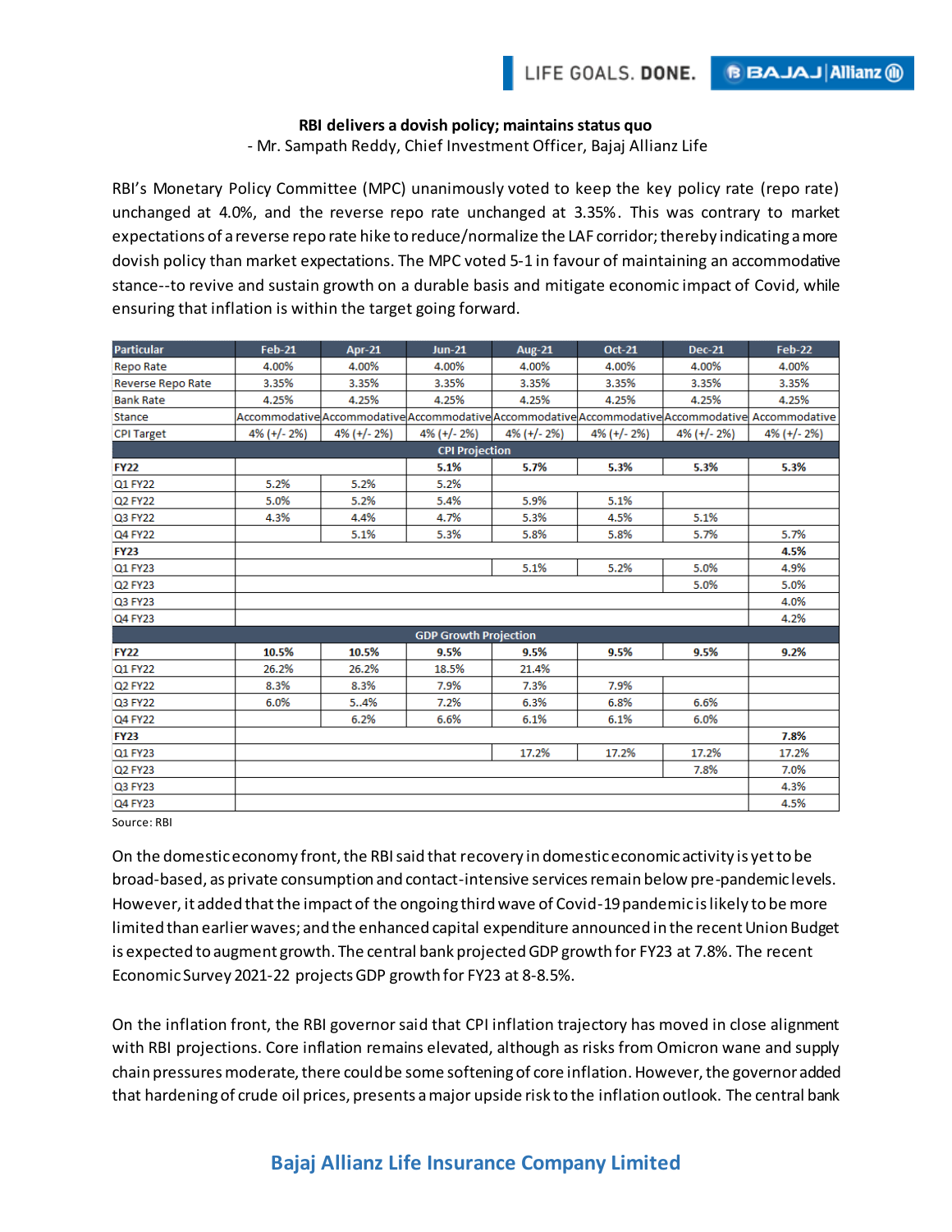**RBI delivers a dovish policy; maintains status quo**

\- Mr. Sampath Reddy, Chief Investment Officer, Bajaj Allianz Life

RBI's Monetary Policy Committee (MPC) unanimously voted to keep the key policy rate (repo rate) unchanged at 4.0%, and the reverse repo rate unchanged at 3.35%. This was contrary to market expectations of a reverse repo rate hike to reduce/normalize the LAF corridor; thereby indicating a more dovish policy than market expectations. The MPC voted 5-1 in favour of maintaining an accommodative stance--to revive and sustain growth on a durable basis and mitigate economic impact of Covid, while ensuring that inflation is within the target going forward.

| Particular | Feb-21 | Apr-21 | Jun-21 | Aug-21 | Oct-21 | Dec-21 | Feb-22 |
|---|---|---|---|---|---|---|---|
| Repo Rate | 4.00% | 4.00% | 4.00% | 4.00% | 4.00% | 4.00% | 4.00% |
| Reverse Repo Rate | 3.35% | 3.35% | 3.35% | 3.35% | 3.35% | 3.35% | 3.35% |
| Bank Rate | 4.25% | 4.25% | 4.25% | 4.25% | 4.25% | 4.25% | 4.25% |
| Stance | Accommodative | Accommodative | Accommodative | Accommodative | Accommodative | Accommodative | Accommodative |
| CPI Target | 4% (+/- 2%) | 4% (+/- 2%) | 4% (+/- 2%) | 4% (+/- 2%) | 4% (+/- 2%) | 4% (+/- 2%) | 4% (+/- 2%) |
| **CPI Projection** | | | | | | | |
| **FY22** | | | **5.1%** | **5.7%** | **5.3%** | **5.3%** | **5.3%** |
| Q1 FY22 | 5.2% | 5.2% | 5.2% | | | | |
| Q2 FY22 | 5.0% | 5.2% | 5.4% | 5.9% | 5.1% | | |
| Q3 FY22 | 4.3% | 4.4% | 4.7% | 5.3% | 4.5% | 5.1% | |
| Q4 FY22 | | 5.1% | 5.3% | 5.8% | 5.8% | 5.7% | 5.7% |
| **FY23** | | | | | | | **4.5%** |
| Q1 FY23 | | | | 5.1% | 5.2% | 5.0% | 4.9% |
| Q2 FY23 | | | | | | 5.0% | 5.0% |
| Q3 FY23 | | | | | | | 4.0% |
| Q4 FY23 | | | | | | | 4.2% |
| **GDP Growth Projection** | | | | | | | |
| **FY22** | **10.5%** | **10.5%** | **9.5%** | **9.5%** | **9.5%** | **9.5%** | **9.2%** |
| Q1 FY22 | 26.2% | 26.2% | 18.5% | 21.4% | | | |
| Q2 FY22 | 8.3% | 8.3% | 7.9% | 7.3% | 7.9% | | |
| Q3 FY22 | 6.0% | 5..4% | 7.2% | 6.3% | 6.8% | 6.6% | |
| Q4 FY22 | | 6.2% | 6.6% | 6.1% | 6.1% | 6.0% | |
| **FY23** | | | | | | | **7.8%** |
| Q1 FY23 | | | | 17.2% | 17.2% | 17.2% | 17.2% |
| Q2 FY23 | | | | | | 7.8% | 7.0% |
| Q3 FY23 | | | | | | | 4.3% |
| Q4 FY23 | | | | | | | 4.5% |

Source: RBI

On the domestic economy front, the RBI said that recovery in domestic economic activity is yet to be broad-based, as private consumption and contact-intensive services remain below pre-pandemic levels. However, it added that the impact of the ongoing third wave of Covid-19 pandemic is likely to be more limited than earlier waves; and the enhanced capital expenditure announced in the recent Union Budget is expected to augment growth. The central bank projected GDP growth for FY23 at 7.8%. The recent Economic Survey 2021-22 projects GDP growth for FY23 at 8-8.5%.

On the inflation front, the RBI governor said that CPI inflation trajectory has moved in close alignment with RBI projections. Core inflation remains elevated, although as risks from Omicron wane and supply chain pressures moderate, there could be some softening of core inflation. However, the governor added that hardening of crude oil prices, presents a major upside risk to the inflation outlook. The central bank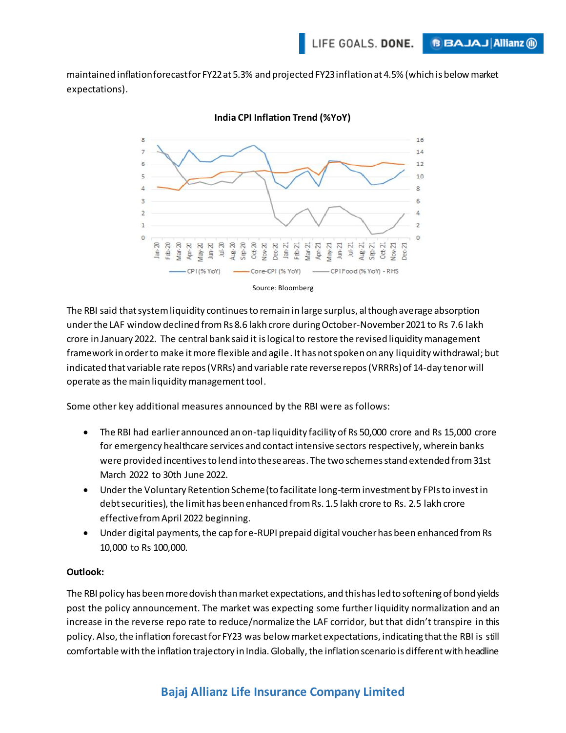maintained inflation forecast for FY22 at 5.3% and projected FY23 inflation at 4.5% (which is below market expectations).

**India CPI Inflation Trend (%YoY)**

Source: Bloomberg

The RBI said that system liquidity continues to remain in large surplus, although average absorption under the LAF window declined from Rs 8.6 lakh crore during October-November 2021 to Rs 7.6 lakh crore in January 2022. The central bank said it is logical to restore the revised liquidity management framework in order to make it more flexible and agile. It has not spoken on any liquidity withdrawal; but indicated that variable rate repos (VRRs) and variable rate reverse repos (VRRRs) of 14-day tenor will operate as the main liquidity management tool.

Some other key additional measures announced by the RBI were as follows:

- The RBI had earlier announced an on-tap liquidity facility of Rs 50,000 crore and Rs 15,000 crore for emergency healthcare services and contact intensive sectors respectively, wherein banks were provided incentives to lend into these areas. The two schemes stand extended from 31st March 2022 to 30th June 2022.
- Under the Voluntary Retention Scheme (to facilitate long-term investment by FPIs to invest in debt securities), the limit has been enhanced from Rs. 1.5 lakh crore to Rs. 2.5 lakh crore effective from April 2022 beginning.
- Under digital payments, the cap for e-RUPI prepaid digital voucher has been enhanced from Rs 10,000 to Rs 100,000.

**Outlook:**

The RBI policy has been more dovish than market expectations, and this has led to softening of bond yields post the policy announcement. The market was expecting some further liquidity normalization and an increase in the reverse repo rate to reduce/normalize the LAF corridor, but that didn't transpire in this policy. Also, the inflation forecast for FY23 was below market expectations, indicating that the RBI is still comfortable with the inflation trajectory in India. Globally, the inflation scenario is different with headline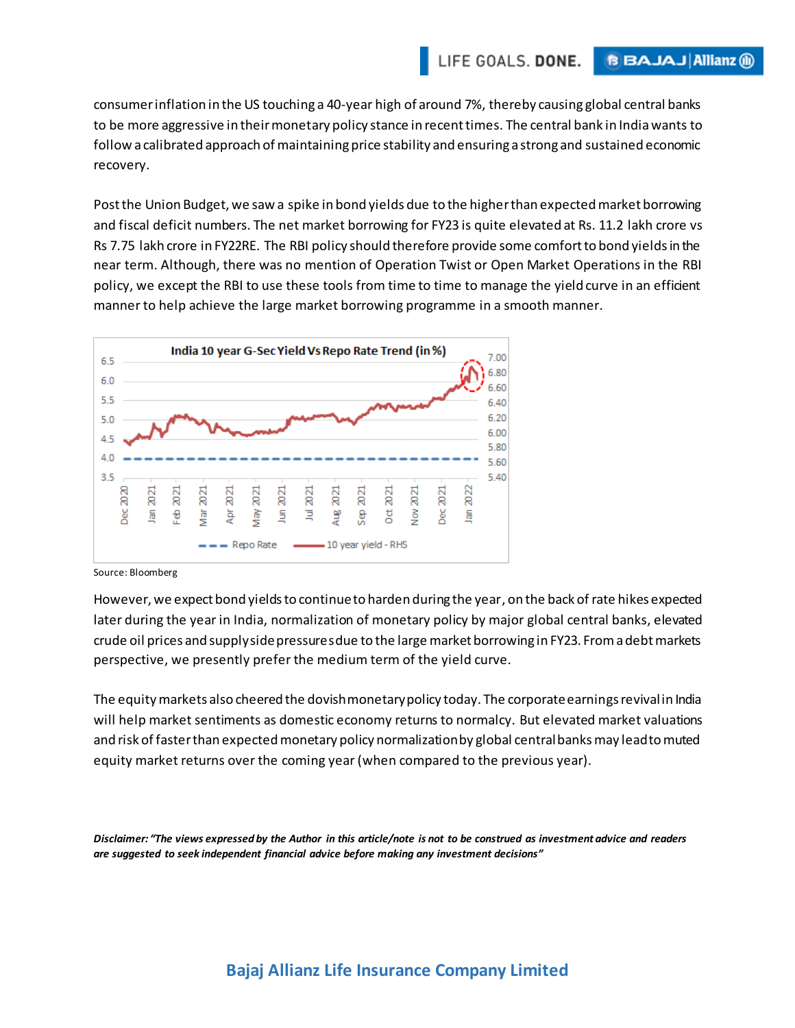consumer inflation in the US touching a 40-year high of around 7%, thereby causing global central banks to be more aggressive in their monetary policy stance in recent times. The central bank in India wants to follow a calibrated approach of maintaining price stability and ensuring a strong and sustained economic recovery.

Post the Union Budget, we saw a spike in bond yields due to the higher than expected market borrowing and fiscal deficit numbers. The net market borrowing for FY23 is quite elevated at Rs. 11.2 lakh crore vs Rs 7.75 lakh crore in FY22RE. The RBI policy should therefore provide some comfort to bond yields in the near term. Although, there was no mention of Operation Twist or Open Market Operations in the RBI policy, we except the RBI to use these tools from time to time to manage the yield curve in an efficient manner to help achieve the large market borrowing programme in a smooth manner.

India 10 year G-Sec Yield Vs Repo Rate Trend (in %)

6.5
6.0
5.5
5.0
4.5
4.0
3.5

7.00
6.80
6.60
6.40
6.20
6.00
5.80
5.60
5.40

Dec 2020
Jan 2021
Feb 2021
Mar 2021
Apr 2021
May 2021
Jun 2021
Jul 2021
Aug 2021
Sep 2021
Oct 2021
Nov 2021
Dec 2021
Jan 2022

Repo Rate
10 year yield - RHS

Source: Bloomberg

However, we expect bond yields to continue to harden during the year, on the back of rate hikes expected later during the year in India, normalization of monetary policy by major global central banks, elevated crude oil prices and supply side pressures due to the large market borrowing in FY23. From a debt markets perspective, we presently prefer the medium term of the yield curve.

The equity markets also cheered the dovish monetary policy today. The corporate earnings revival in India will help market sentiments as domestic economy returns to normalcy. But elevated market valuations and risk of faster than expected monetary policy normalization by global central banks may lead to muted equity market returns over the coming year (when compared to the previous year).

***Disclaimer: "The views expressed by the Author in this article/note is not to be construed as investment advice and readers are suggested to seek independent financial advice before making any investment decisions"***

**Bajaj Allianz Life Insurance Company Limited**